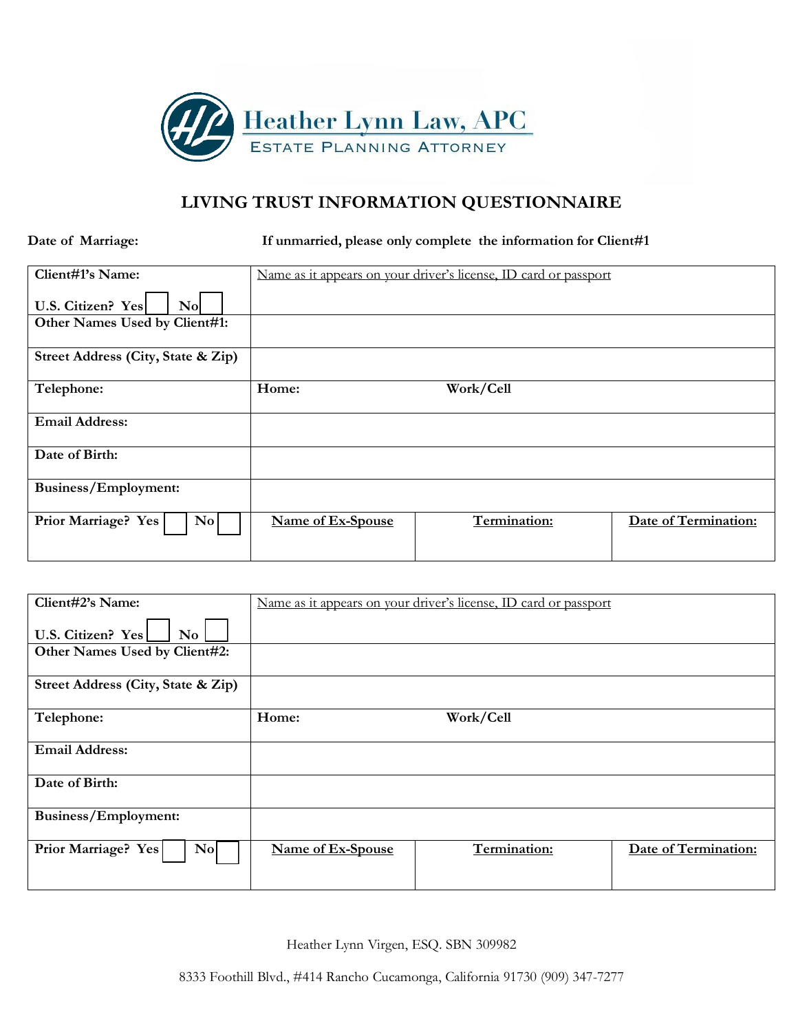**Heather Lynn Law, APC**
ESTATE PLANNING ATTORNEY

# LIVING TRUST INFORMATION QUESTIONNAIRE

**Date of Marriage:** **If unmarried, please only complete the information for Client#1**

| **Client#1's Name:**<br><br>**U.S. Citizen? Yes** ☐ **No** ☐ | Name as it appears on your driver's license, ID card or passport | | |
|---|---|---|---|
| **Other Names Used by Client#1:** | | | |
| **Street Address (City, State & Zip)** | | | |
| **Telephone:** | **Home:** **Work/Cell** | | |
| **Email Address:** | | | |
| **Date of Birth:** | | | |
| **Business/Employment:** | | | |
| **Prior Marriage? Yes** ☐ **No** ☐ | **Name of Ex-Spouse** | **Termination:** | **Date of Termination:** |

| **Client#2's Name:**<br><br>**U.S. Citizen? Yes** ☐ **No** ☐ | Name as it appears on your driver's license, ID card or passport | | |
|---|---|---|---|
| **Other Names Used by Client#2:** | | | |
| **Street Address (City, State & Zip)** | | | |
| **Telephone:** | **Home:** **Work/Cell** | | |
| **Email Address:** | | | |
| **Date of Birth:** | | | |
| **Business/Employment:** | | | |
| **Prior Marriage? Yes** ☐ **No** ☐ | **Name of Ex-Spouse** | **Termination:** | **Date of Termination:** |

Heather Lynn Virgen, ESQ. SBN 309982

8333 Foothill Blvd., #414 Rancho Cucamonga, California 91730 (909) 347-7277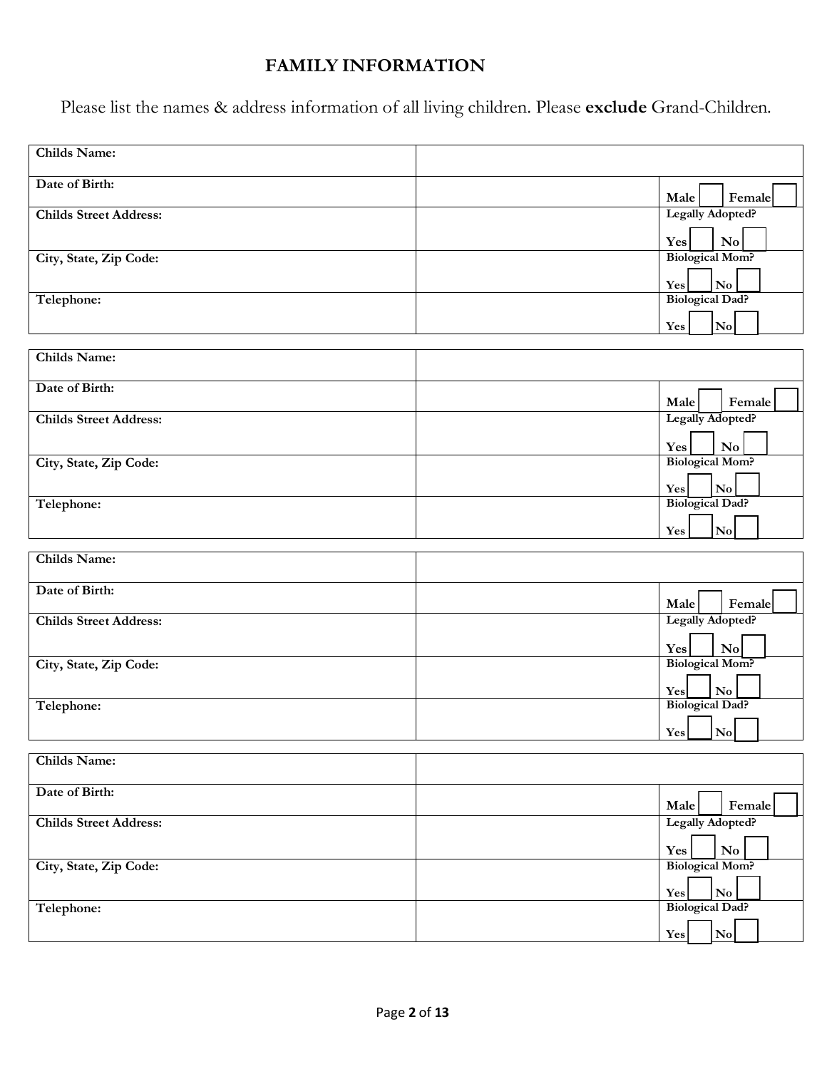## FAMILY INFORMATION

Please list the names & address information of all living children. Please **exclude** Grand-Children.

| **Childs Name:** | | |
|---|---|---|
| **Date of Birth:** | | **Male** ☐ **Female** ☐ |
| **Childs Street Address:** | | **Legally Adopted?** **Yes** ☐ **No** ☐ |
| **City, State, Zip Code:** | | **Biological Mom?** **Yes** ☐ **No** ☐ |
| **Telephone:** | | **Biological Dad?** **Yes** ☐ **No** ☐ |

| **Childs Name:** | | |
|---|---|---|
| **Date of Birth:** | | **Male** ☐ **Female** ☐ |
| **Childs Street Address:** | | **Legally Adopted?** **Yes** ☐ **No** ☐ |
| **City, State, Zip Code:** | | **Biological Mom?** **Yes** ☐ **No** ☐ |
| **Telephone:** | | **Biological Dad?** **Yes** ☐ **No** ☐ |

| **Childs Name:** | | |
|---|---|---|
| **Date of Birth:** | | **Male** ☐ **Female** ☐ |
| **Childs Street Address:** | | **Legally Adopted?** **Yes** ☐ **No** ☐ |
| **City, State, Zip Code:** | | **Biological Mom?** **Yes** ☐ **No** ☐ |
| **Telephone:** | | **Biological Dad?** **Yes** ☐ **No** ☐ |

| **Childs Name:** | | |
|---|---|---|
| **Date of Birth:** | | **Male** ☐ **Female** ☐ |
| **Childs Street Address:** | | **Legally Adopted?** **Yes** ☐ **No** ☐ |
| **City, State, Zip Code:** | | **Biological Mom?** **Yes** ☐ **No** ☐ |
| **Telephone:** | | **Biological Dad?** **Yes** ☐ **No** ☐ |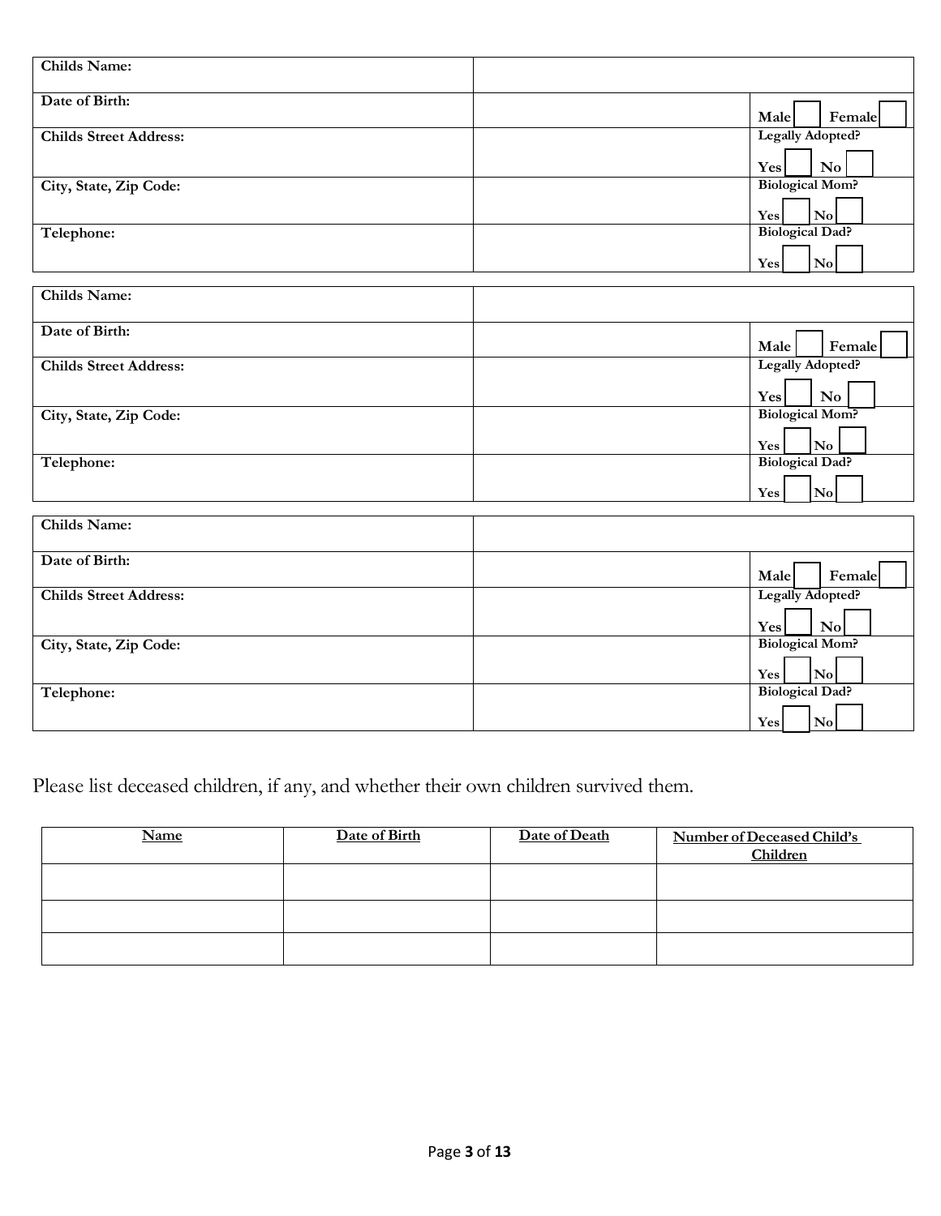| Childs Name: | | |
|---|---|---|
| Date of Birth: | | Male ☐ Female ☐ |
| Childs Street Address: | | Legally Adopted? Yes ☐ No ☐ |
| City, State, Zip Code: | | Biological Mom? Yes ☐ No ☐ |
| Telephone: | | Biological Dad? Yes ☐ No ☐ |

| Childs Name: | | |
|---|---|---|
| Date of Birth: | | Male ☐ Female ☐ |
| Childs Street Address: | | Legally Adopted? Yes ☐ No ☐ |
| City, State, Zip Code: | | Biological Mom? Yes ☐ No ☐ |
| Telephone: | | Biological Dad? Yes ☐ No ☐ |

| Childs Name: | | |
|---|---|---|
| Date of Birth: | | Male ☐ Female ☐ |
| Childs Street Address: | | Legally Adopted? Yes ☐ No ☐ |
| City, State, Zip Code: | | Biological Mom? Yes ☐ No ☐ |
| Telephone: | | Biological Dad? Yes ☐ No ☐ |

Please list deceased children, if any, and whether their own children survived them.

| Name | Date of Birth | Date of Death | Number of Deceased Child's Children |
|---|---|---|---|
| | | | |
| | | | |
| | | | |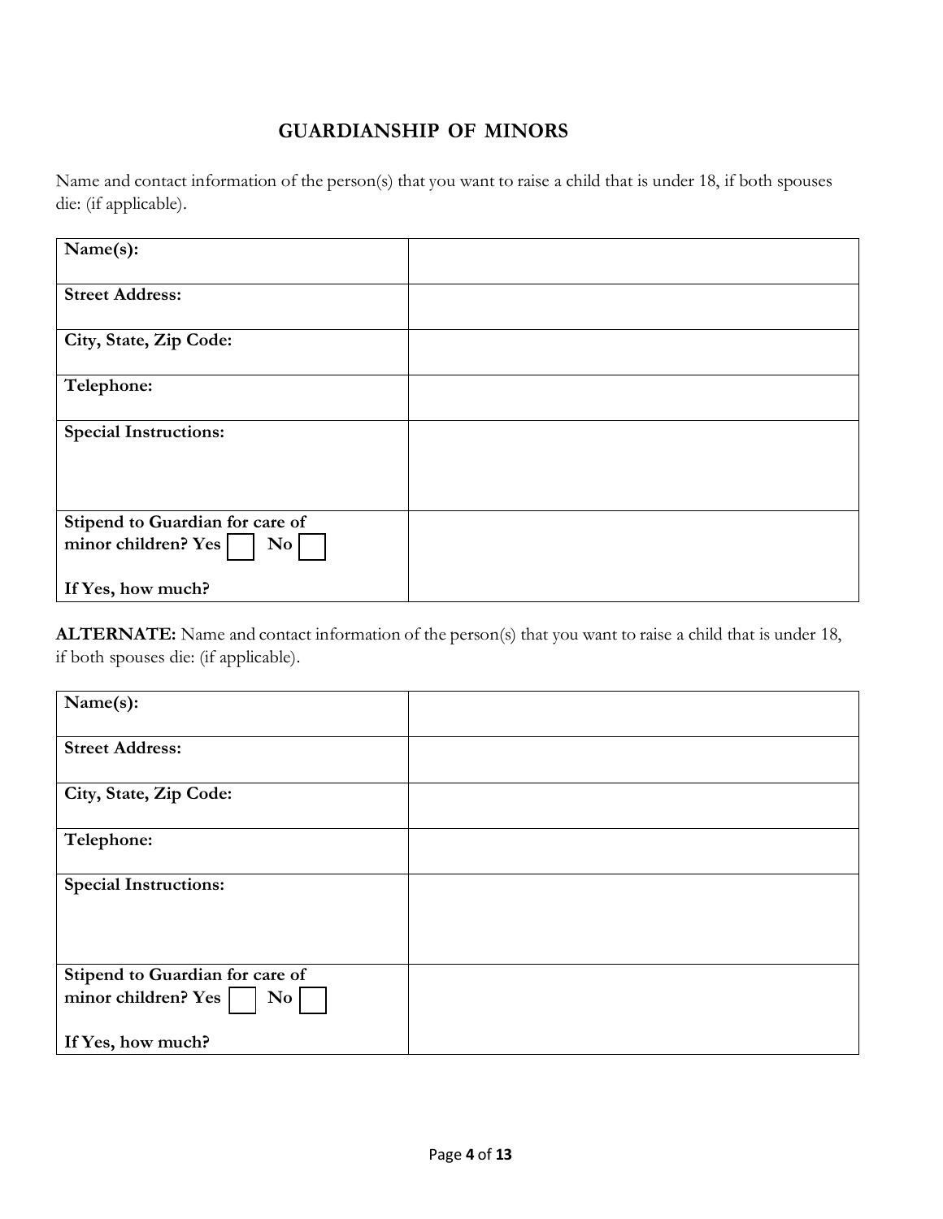## GUARDIANSHIP OF MINORS

Name and contact information of the person(s) that you want to raise a child that is under 18, if both spouses die: (if applicable).

| | |
|---|---|
| **Name(s):** | |
| **Street Address:** | |
| **City, State, Zip Code:** | |
| **Telephone:** | |
| **Special Instructions:** | |
| **Stipend to Guardian for care of minor children? Yes ☐ No ☐**<br><br>**If Yes, how much?** | |

**ALTERNATE:** Name and contact information of the person(s) that you want to raise a child that is under 18, if both spouses die: (if applicable).

| | |
|---|---|
| **Name(s):** | |
| **Street Address:** | |
| **City, State, Zip Code:** | |
| **Telephone:** | |
| **Special Instructions:** | |
| **Stipend to Guardian for care of minor children? Yes ☐ No ☐**<br><br>**If Yes, how much?** | |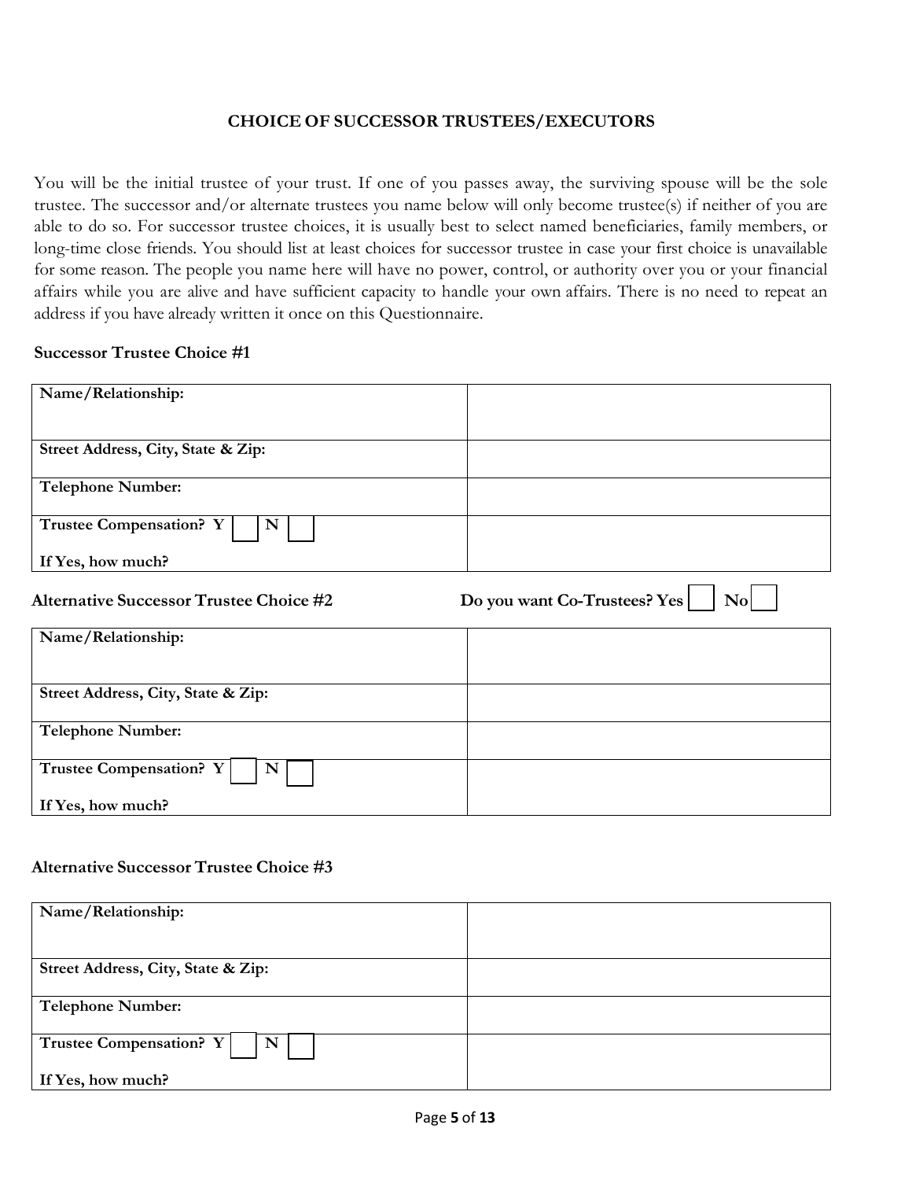## CHOICE OF SUCCESSOR TRUSTEES/EXECUTORS

You will be the initial trustee of your trust. If one of you passes away, the surviving spouse will be the sole trustee. The successor and/or alternate trustees you name below will only become trustee(s) if neither of you are able to do so. For successor trustee choices, it is usually best to select named beneficiaries, family members, or long-time close friends. You should list at least choices for successor trustee in case your first choice is unavailable for some reason. The people you name here will have no power, control, or authority over you or your financial affairs while you are alive and have sufficient capacity to handle your own affairs. There is no need to repeat an address if you have already written it once on this Questionnaire.

**Successor Trustee Choice #1**

| | |
|---|---|
| **Name/Relationship:** | |
| **Street Address, City, State & Zip:** | |
| **Telephone Number:** | |
| **Trustee Compensation? Y ☐ N ☐**<br>**If Yes, how much?** | |

**Alternative Successor Trustee Choice #2** **Do you want Co-Trustees? Yes ☐ No ☐**

| | |
|---|---|
| **Name/Relationship:** | |
| **Street Address, City, State & Zip:** | |
| **Telephone Number:** | |
| **Trustee Compensation? Y ☐ N ☐**<br>**If Yes, how much?** | |

**Alternative Successor Trustee Choice #3**

| | |
|---|---|
| **Name/Relationship:** | |
| **Street Address, City, State & Zip:** | |
| **Telephone Number:** | |
| **Trustee Compensation? Y ☐ N ☐**<br>**If Yes, how much?** | |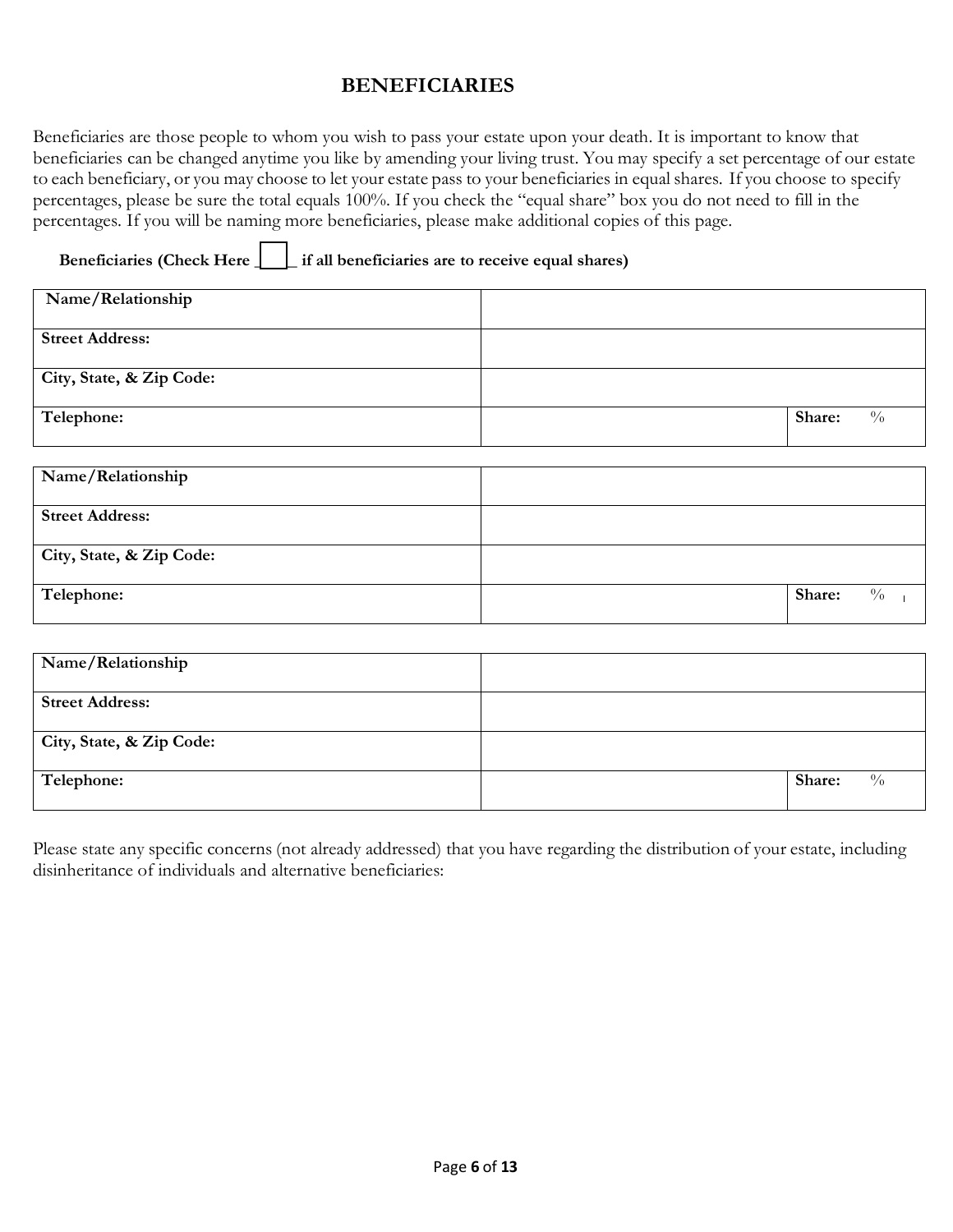# BENEFICIARIES

Beneficiaries are those people to whom you wish to pass your estate upon your death. It is important to know that beneficiaries can be changed anytime you like by amending your living trust. You may specify a set percentage of our estate to each beneficiary, or you may choose to let your estate pass to your beneficiaries in equal shares. If you choose to specify percentages, please be sure the total equals 100%. If you check the "equal share" box you do not need to fill in the percentages. If you will be naming more beneficiaries, please make additional copies of this page.

**Beneficiaries (Check Here ☐ if all beneficiaries are to receive equal shares)**

| | | |
|---|---|---|
| **Name/Relationship** | | |
| **Street Address:** | | |
| **City, State, & Zip Code:** | | |
| **Telephone:** | | **Share:** % |

| | | |
|---|---|---|
| **Name/Relationship** | | |
| **Street Address:** | | |
| **City, State, & Zip Code:** | | |
| **Telephone:** | | **Share:** % |

| | | |
|---|---|---|
| **Name/Relationship** | | |
| **Street Address:** | | |
| **City, State, & Zip Code:** | | |
| **Telephone:** | | **Share:** % |

Please state any specific concerns (not already addressed) that you have regarding the distribution of your estate, including disinheritance of individuals and alternative beneficiaries: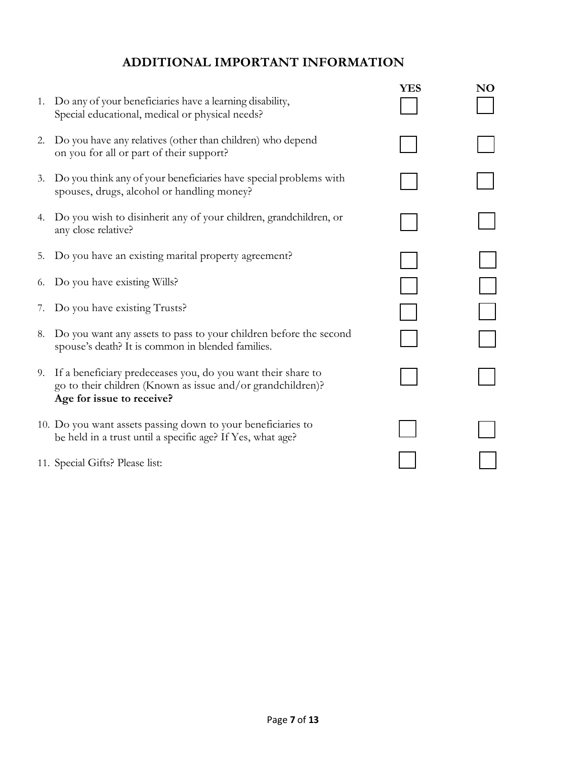## ADDITIONAL IMPORTANT INFORMATION

| | | YES | NO |
|---|---|---|---|
| 1. | Do any of your beneficiaries have a learning disability, Special educational, medical or physical needs? | ☐ | ☐ |
| 2. | Do you have any relatives (other than children) who depend on you for all or part of their support? | ☐ | ☐ |
| 3. | Do you think any of your beneficiaries have special problems with spouses, drugs, alcohol or handling money? | ☐ | ☐ |
| 4. | Do you wish to disinherit any of your children, grandchildren, or any close relative? | ☐ | ☐ |
| 5. | Do you have an existing marital property agreement? | ☐ | ☐ |
| 6. | Do you have existing Wills? | ☐ | ☐ |
| 7. | Do you have existing Trusts? | ☐ | ☐ |
| 8. | Do you want any assets to pass to your children before the second spouse's death? It is common in blended families. | ☐ | ☐ |
| 9. | If a beneficiary predeceases you, do you want their share to go to their children (Known as issue and/or grandchildren)? **Age for issue to receive?** | ☐ | ☐ |
| 10. | Do you want assets passing down to your beneficiaries to be held in a trust until a specific age? If Yes, what age? | ☐ | ☐ |
| 11. | Special Gifts? Please list: | ☐ | ☐ |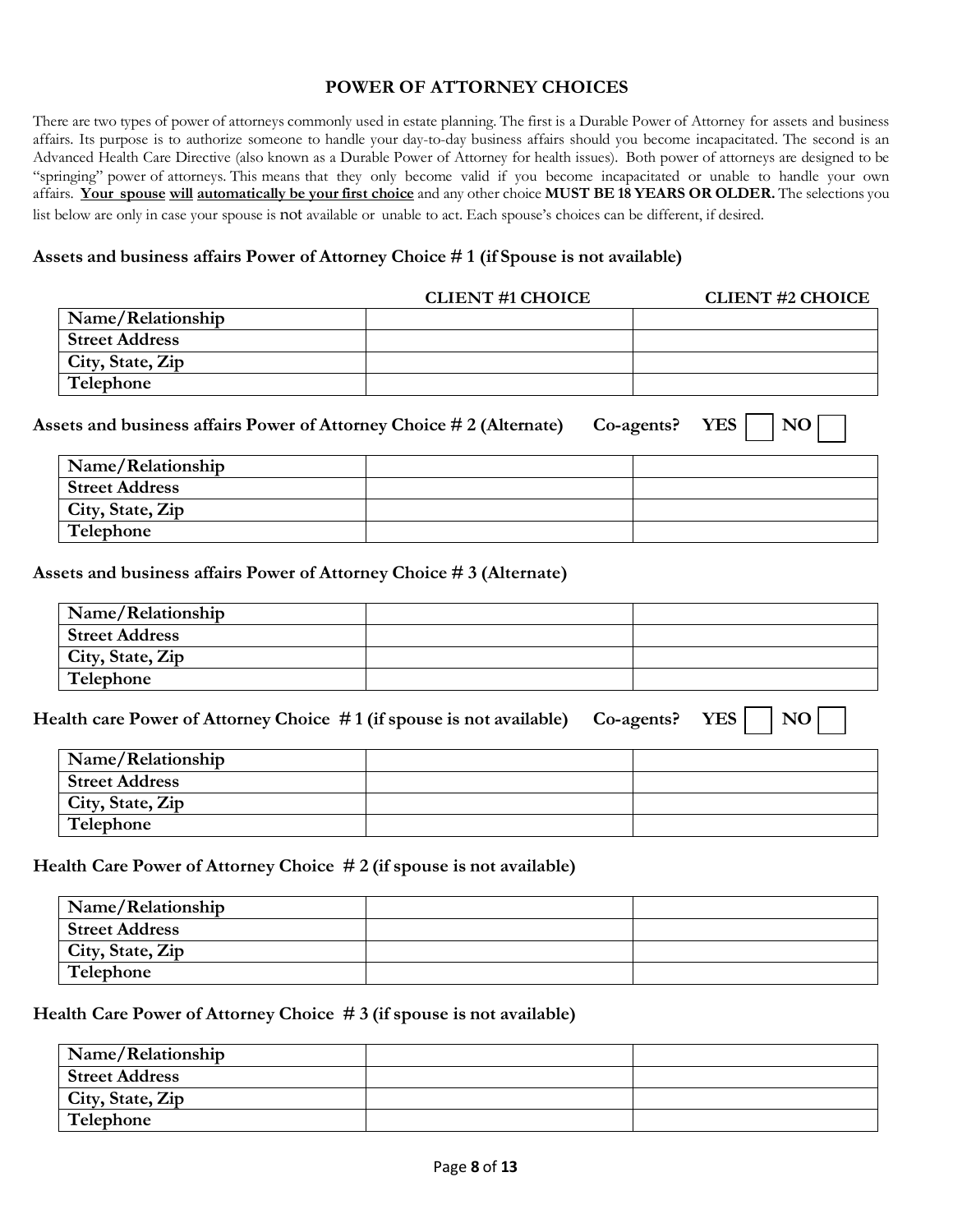# POWER OF ATTORNEY CHOICES

There are two types of power of attorneys commonly used in estate planning. The first is a Durable Power of Attorney for assets and business affairs. Its purpose is to authorize someone to handle your day-to-day business affairs should you become incapacitated. The second is an Advanced Health Care Directive (also known as a Durable Power of Attorney for health issues). Both power of attorneys are designed to be "springing" power of attorneys. This means that they only become valid if you become incapacitated or unable to handle your own affairs. **Your spouse will automatically be your first choice** and any other choice **MUST BE 18 YEARS OR OLDER.** The selections you list below are only in case your spouse is not available or unable to act. Each spouse's choices can be different, if desired.

### Assets and business affairs Power of Attorney Choice # 1 (if Spouse is not available)

| | CLIENT #1 CHOICE | CLIENT #2 CHOICE |
|---|---|---|
| **Name/Relationship** | | |
| **Street Address** | | |
| **City, State, Zip** | | |
| **Telephone** | | |

### Assets and business affairs Power of Attorney Choice # 2 (Alternate) Co-agents? YES ☐ NO ☐

| | | |
|---|---|---|
| **Name/Relationship** | | |
| **Street Address** | | |
| **City, State, Zip** | | |
| **Telephone** | | |

### Assets and business affairs Power of Attorney Choice # 3 (Alternate)

| | | |
|---|---|---|
| **Name/Relationship** | | |
| **Street Address** | | |
| **City, State, Zip** | | |
| **Telephone** | | |

### Health care Power of Attorney Choice # 1 (if spouse is not available) Co-agents? YES ☐ NO ☐

| | | |
|---|---|---|
| **Name/Relationship** | | |
| **Street Address** | | |
| **City, State, Zip** | | |
| **Telephone** | | |

### Health Care Power of Attorney Choice # 2 (if spouse is not available)

| | | |
|---|---|---|
| **Name/Relationship** | | |
| **Street Address** | | |
| **City, State, Zip** | | |
| **Telephone** | | |

### Health Care Power of Attorney Choice # 3 (if spouse is not available)

| | | |
|---|---|---|
| **Name/Relationship** | | |
| **Street Address** | | |
| **City, State, Zip** | | |
| **Telephone** | | |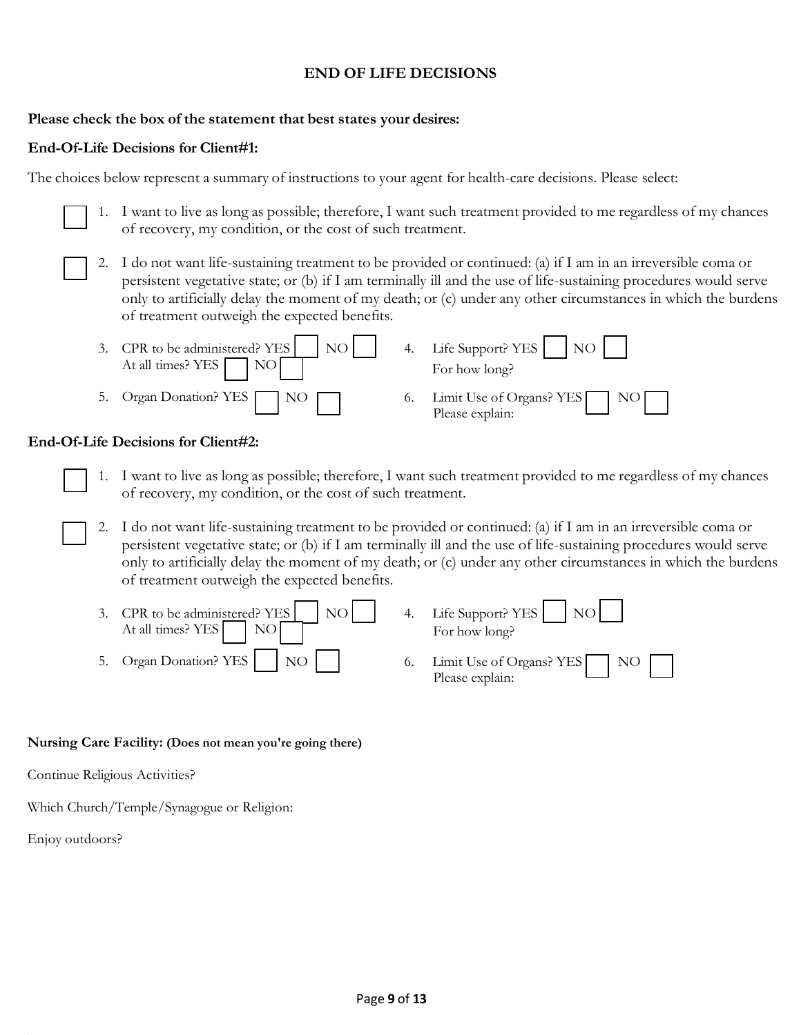## END OF LIFE DECISIONS

**Please check the box of the statement that best states your desires:**

**End-Of-Life Decisions for Client#1:**

The choices below represent a summary of instructions to your agent for health-care decisions. Please select:

- ☐ 1. I want to live as long as possible; therefore, I want such treatment provided to me regardless of my chances of recovery, my condition, or the cost of such treatment.
- ☐ 2. I do not want life-sustaining treatment to be provided or continued: (a) if I am in an irreversible coma or persistent vegetative state; or (b) if I am terminally ill and the use of life-sustaining procedures would serve only to artificially delay the moment of my death; or (c) under any other circumstances in which the burdens of treatment outweigh the expected benefits.

3. CPR to be administered? YES ☐ NO ☐
   At all times? YES ☐ NO ☐
4. Life Support? YES ☐ NO ☐
   For how long?
5. Organ Donation? YES ☐ NO ☐
6. Limit Use of Organs? YES ☐ NO ☐
   Please explain:

**End-Of-Life Decisions for Client#2:**

- ☐ 1. I want to live as long as possible; therefore, I want such treatment provided to me regardless of my chances of recovery, my condition, or the cost of such treatment.
- ☐ 2. I do not want life-sustaining treatment to be provided or continued: (a) if I am in an irreversible coma or persistent vegetative state; or (b) if I am terminally ill and the use of life-sustaining procedures would serve only to artificially delay the moment of my death; or (c) under any other circumstances in which the burdens of treatment outweigh the expected benefits.

3. CPR to be administered? YES ☐ NO ☐
   At all times? YES ☐ NO ☐
4. Life Support? YES ☐ NO ☐
   For how long?
5. Organ Donation? YES ☐ NO ☐
6. Limit Use of Organs? YES ☐ NO ☐
   Please explain:

**Nursing Care Facility: (Does not mean you're going there)**

Continue Religious Activities?

Which Church/Temple/Synagogue or Religion:

Enjoy outdoors?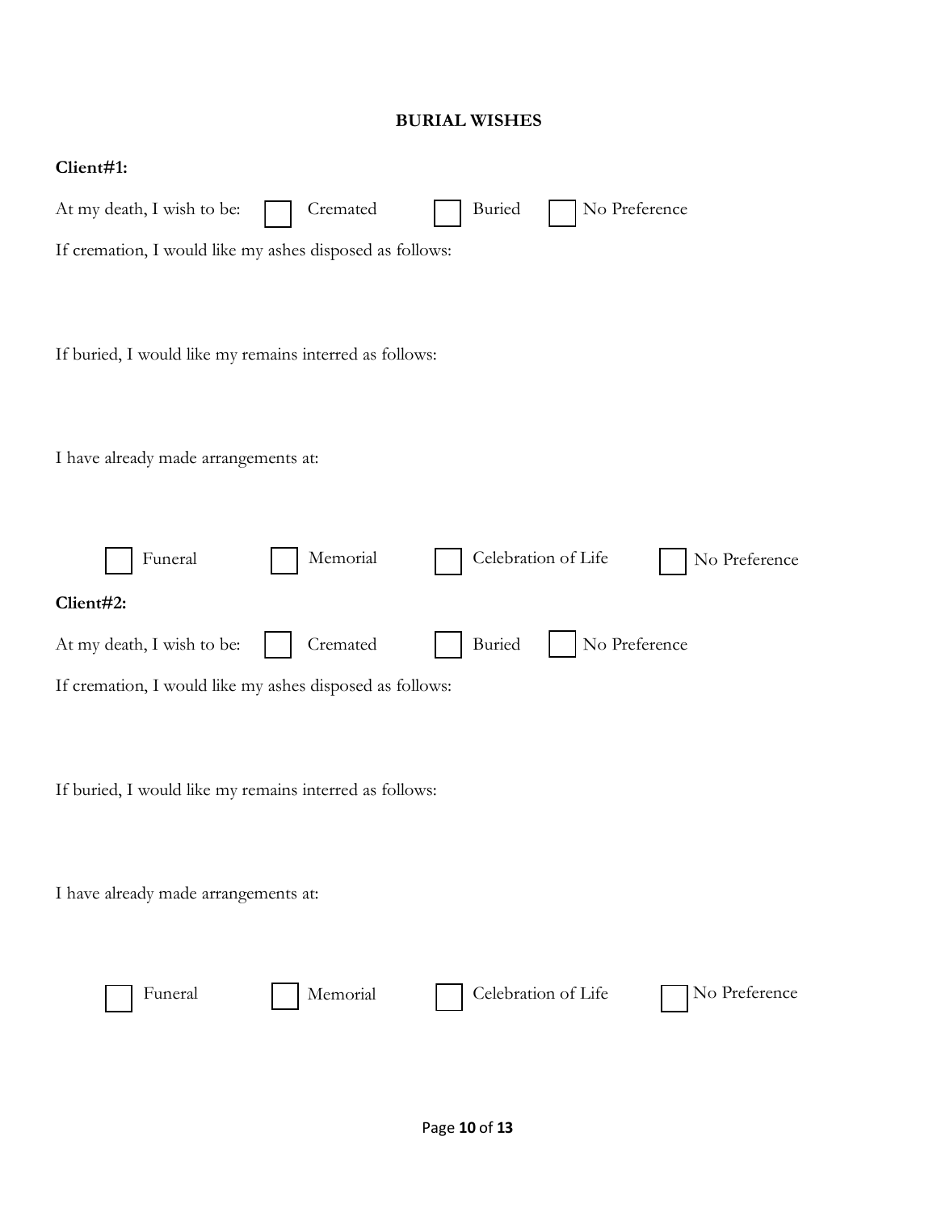## BURIAL WISHES

**Client#1:**

At my death, I wish to be: ☐ Cremated ☐ Buried ☐ No Preference

If cremation, I would like my ashes disposed as follows:

If buried, I would like my remains interred as follows:

I have already made arrangements at:

☐ Funeral ☐ Memorial ☐ Celebration of Life ☐ No Preference

**Client#2:**

At my death, I wish to be: ☐ Cremated ☐ Buried ☐ No Preference

If cremation, I would like my ashes disposed as follows:

If buried, I would like my remains interred as follows:

I have already made arrangements at:

☐ Funeral ☐ Memorial ☐ Celebration of Life ☐ No Preference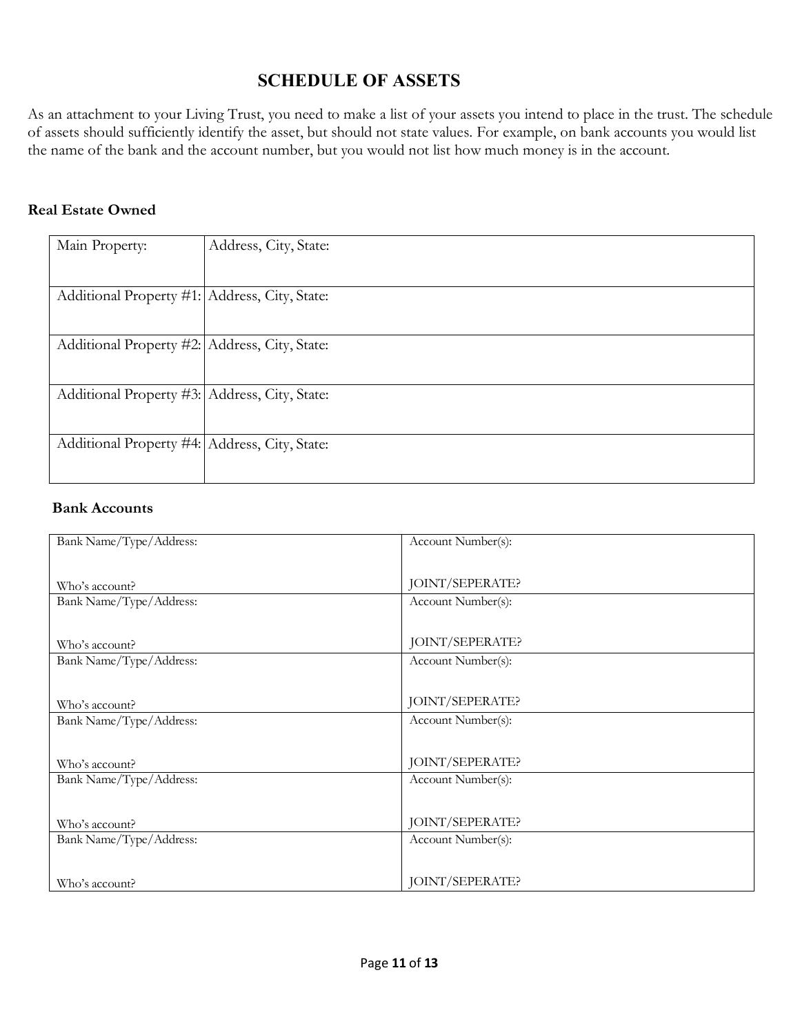# SCHEDULE OF ASSETS

As an attachment to your Living Trust, you need to make a list of your assets you intend to place in the trust. The schedule of assets should sufficiently identify the asset, but should not state values. For example, on bank accounts you would list the name of the bank and the account number, but you would not list how much money is in the account.

**Real Estate Owned**

| Main Property: | Address, City, State: |
|---|---|
| Additional Property #1: | Address, City, State: |
| Additional Property #2: | Address, City, State: |
| Additional Property #3: | Address, City, State: |
| Additional Property #4: | Address, City, State: |

**Bank Accounts**

| Bank Name/Type/Address: | Account Number(s): |
|---|---|
| Who's account? | JOINT/SEPERATE? |
| Bank Name/Type/Address: | Account Number(s): |
| Who's account? | JOINT/SEPERATE? |
| Bank Name/Type/Address: | Account Number(s): |
| Who's account? | JOINT/SEPERATE? |
| Bank Name/Type/Address: | Account Number(s): |
| Who's account? | JOINT/SEPERATE? |
| Bank Name/Type/Address: | Account Number(s): |
| Who's account? | JOINT/SEPERATE? |
| Bank Name/Type/Address: | Account Number(s): |
| Who's account? | JOINT/SEPERATE? |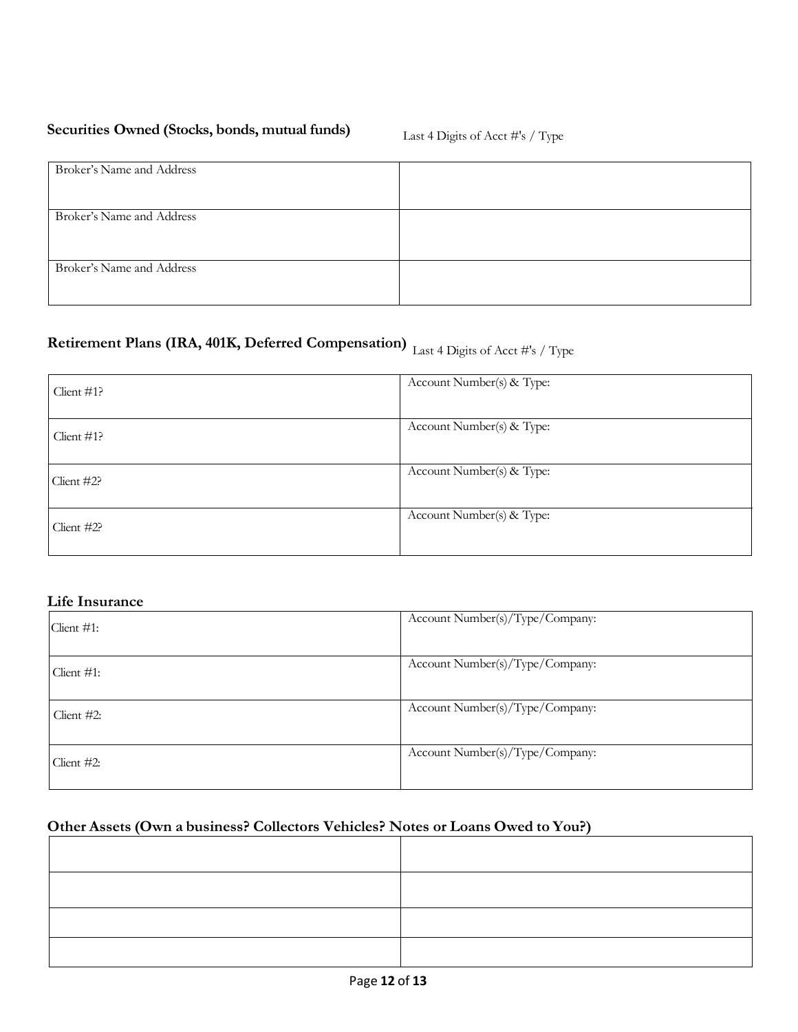### Securities Owned (Stocks, bonds, mutual funds)

Last 4 Digits of Acct #'s / Type

| | |
|---|---|
| Broker's Name and Address | |
| Broker's Name and Address | |
| Broker's Name and Address | |

### Retirement Plans (IRA, 401K, Deferred Compensation)

Last 4 Digits of Acct #'s / Type

| | |
|---|---|
| Client #1? | Account Number(s) & Type: |
| Client #1? | Account Number(s) & Type: |
| Client #2? | Account Number(s) & Type: |
| Client #2? | Account Number(s) & Type: |

### Life Insurance

| | |
|---|---|
| Client #1: | Account Number(s)/Type/Company: |
| Client #1: | Account Number(s)/Type/Company: |
| Client #2: | Account Number(s)/Type/Company: |
| Client #2: | Account Number(s)/Type/Company: |

### Other Assets (Own a business? Collectors Vehicles? Notes or Loans Owed to You?)

| | |
|---|---|
| | |
| | |
| | |
| | |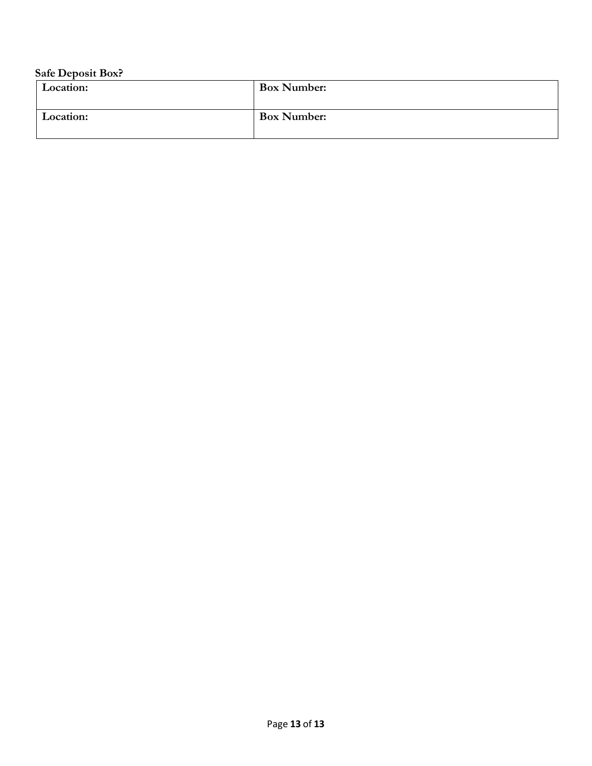**Safe Deposit Box?**

| | |
|---|---|
| **Location:** | **Box Number:** |
| **Location:** | **Box Number:** |